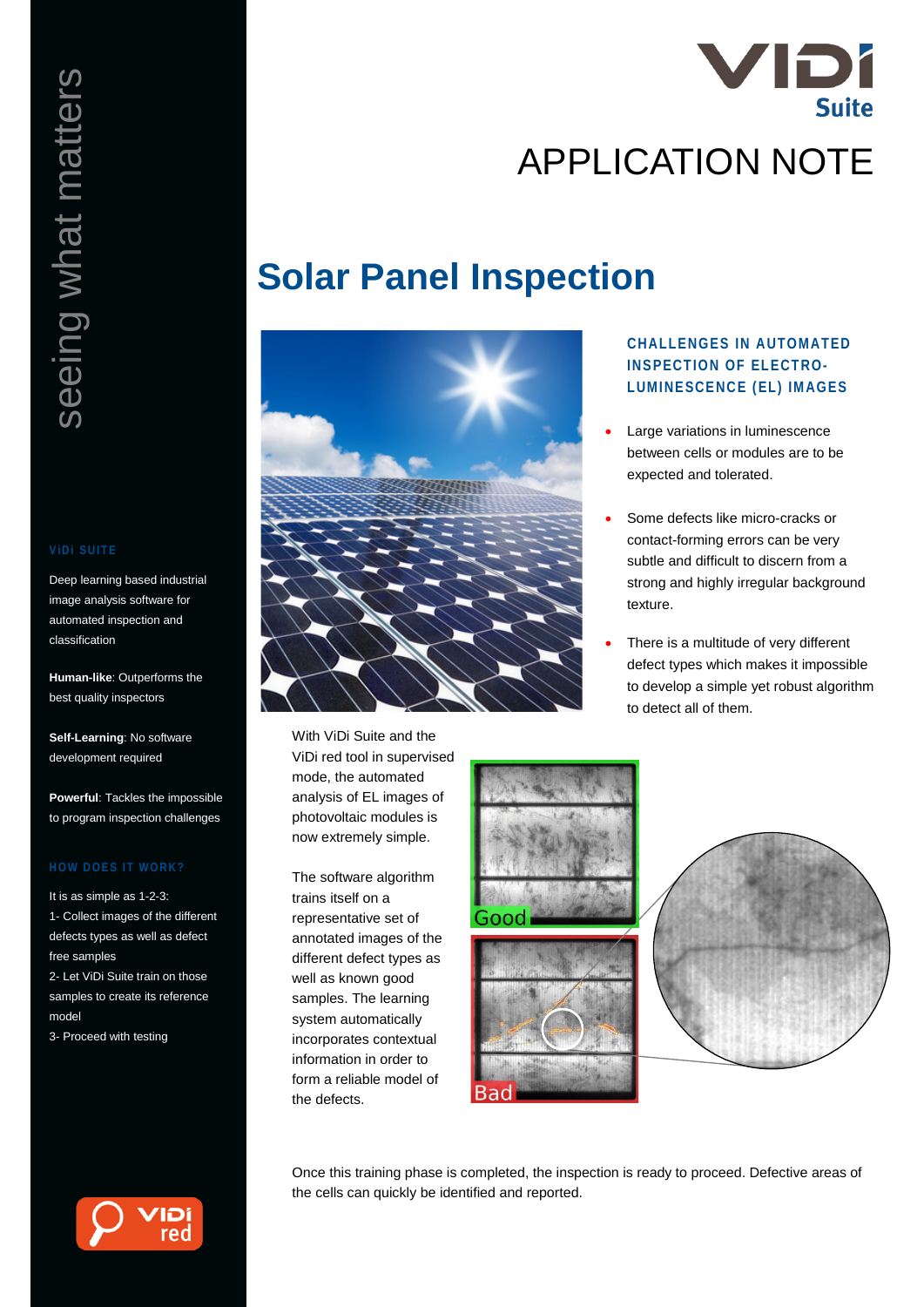# APPLICATION NOTE

# Solar Panel Inspection

seeing what matters

**ViDi SUITE**

Deep learning based industrial image analysis software for automated inspection and classification

**Human-like**: Outperforms the best quality inspectors

**Self-Learning**: No software development required

**Powerful**: Tackles the impossible to program inspection challenges

**HOW DOES IT WORK?**

It is as simple as 1-2-3:

1- Collect images of the different defects types as well as defect free samples

2- Let ViDi Suite train on those samples to create its reference model

3- Proceed with testing

## CHALLENGES IN AUTOMATED INSPECTION OF ELECTRO-LUMINESCENCE (EL) IMAGES

- Large variations in luminescence between cells or modules are to be expected and tolerated.
- Some defects like micro-cracks or contact-forming errors can be very subtle and difficult to discern from a strong and highly irregular background texture.
- There is a multitude of very different defect types which makes it impossible to develop a simple yet robust algorithm to detect all of them.

With ViDi Suite and the ViDi red tool in supervised mode, the automated analysis of EL images of photovoltaic modules is now extremely simple.

The software algorithm trains itself on a representative set of annotated images of the different defect types as well as known good samples. The learning system automatically incorporates contextual information in order to form a reliable model of the defects.

Good

Bad

Once this training phase is completed, the inspection is ready to proceed. Defective areas of the cells can quickly be identified and reported.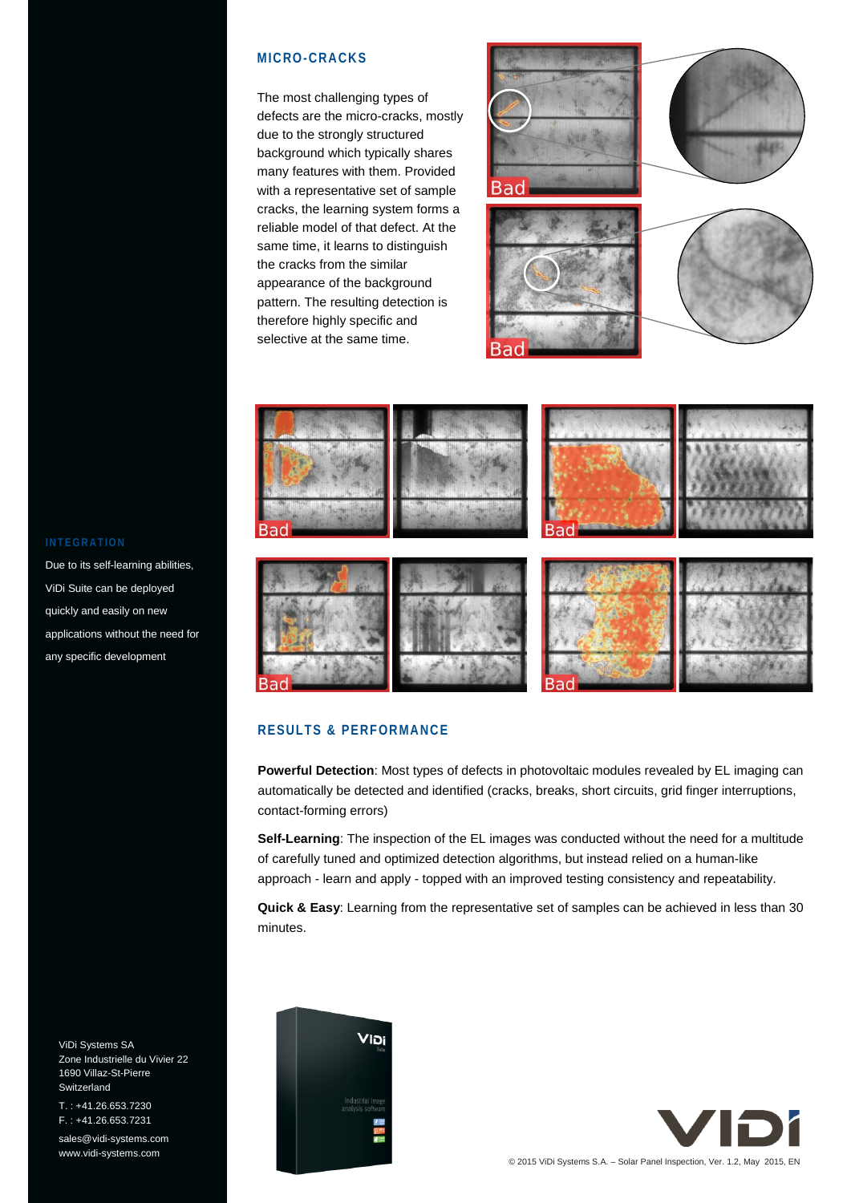## MICRO-CRACKS

The most challenging types of defects are the micro-cracks, mostly due to the strongly structured background which typically shares many features with them. Provided with a representative set of sample cracks, the learning system forms a reliable model of that defect. At the same time, it learns to distinguish the cracks from the similar appearance of the background pattern. The resulting detection is therefore highly specific and selective at the same time.

## INTEGRATION

Due to its self-learning abilities, ViDi Suite can be deployed quickly and easily on new applications without the need for any specific development

## RESULTS & PERFORMANCE

**Powerful Detection**: Most types of defects in photovoltaic modules revealed by EL imaging can automatically be detected and identified (cracks, breaks, short circuits, grid finger interruptions, contact-forming errors)

**Self-Learning**: The inspection of the EL images was conducted without the need for a multitude of carefully tuned and optimized detection algorithms, but instead relied on a human-like approach - learn and apply - topped with an improved testing consistency and repeatability.

**Quick & Easy**: Learning from the representative set of samples can be achieved in less than 30 minutes.

ViDi Systems SA
Zone Industrielle du Vivier 22
1690 Villaz-St-Pierre
Switzerland

T. : +41.26.653.7230
F. : +41.26.653.7231

sales@vidi-systems.com
www.vidi-systems.com

© 2015 ViDi Systems S.A. – Solar Panel Inspection, Ver. 1.2, May 2015, EN